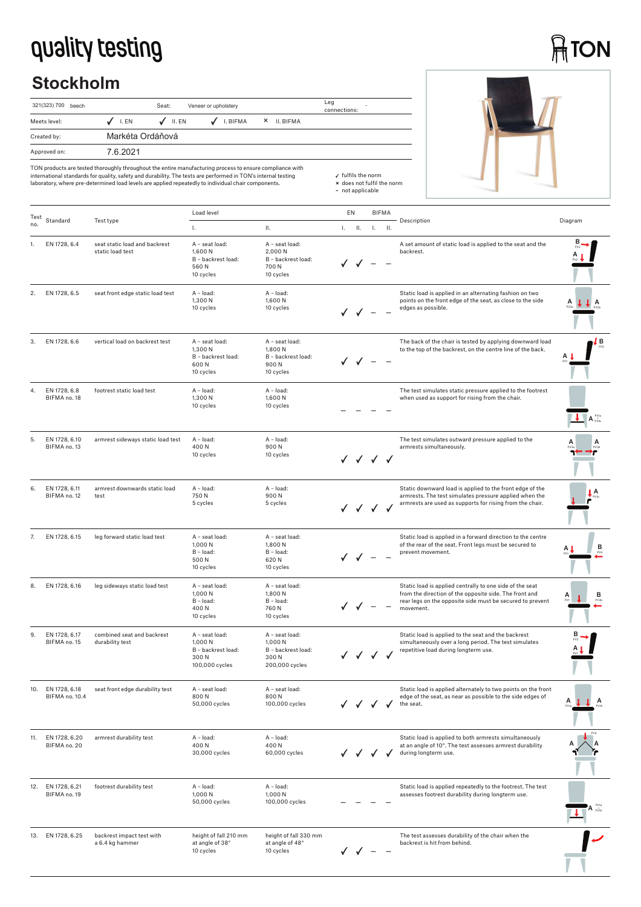# quality testing

TON

## Stockholm

| 321(323) 700 beech | Seat: | Veneer or upholstery | Leg connections: | - |
|---|---|---|---|---|
| Meets level: | ✓ I. EN | ✓ II. EN | ✓ I. BIFMA | × II. BIFMA |
| Created by: | Markéta Ordáňová | | | |
| Approved on: | 7.6.2021 | | | |

TON products are tested thoroughly throughout the entire manufacturing process to ensure compliance with international standards for quality, safety and durability. The tests are performed in TON's internal testing laboratory, where pre-determined load levels are applied repeatedly to individual chair components.

✓ fulfils the norm
× does not fulfil the norm
– not applicable

| Test no. | Standard | Test type | Load level I. | Load level II. | EN I. | EN II. | BIFMA I. | BIFMA II. | Description | Diagram |
|---|---|---|---|---|---|---|---|---|---|---|
| 1. | EN 1728, 6.4 | seat static load and backrest static load test | A – seat load: 1,600 N B – backrest load: 560 N 10 cycles | A – seat load: 2,000 N B – backrest load: 700 N 10 cycles | ✓ | ✓ | – | – | A set amount of static load is applied to the seat and the backrest. | |
| 2. | EN 1728, 6.5 | seat front edge static load test | A – load: 1,300 N 10 cycles | A – load: 1,600 N 10 cycles | ✓ | ✓ | – | – | Static load is applied in an alternating fashion on two points on the front edge of the seat, as close to the side edges as possible. | |
| 3. | EN 1728, 6.6 | vertical load on backrest test | A – seat load: 1,300 N B – backrest load: 600 N 10 cycles | A – seat load: 1,800 N B – backrest load: 900 N 10 cycles | ✓ | ✓ | – | – | The back of the chair is tested by applying downward load to the top of the backrest, on the centre line of the back. | |
| 4. | EN 1728, 6.8 BIFMA no. 18 | footrest static load test | A – load: 1,300 N 10 cycles | A – load: 1,600 N 10 cycles | – | – | – | – | The test simulates static pressure applied to the footrest when used as support for rising from the chair. | |
| 5. | EN 1728, 6.10 BIFMA no. 13 | armrest sideways static load test | A – load: 400 N 10 cycles | A – load: 900 N 10 cycles | ✓ | ✓ | ✓ | ✓ | The test simulates outward pressure applied to the armrests simultaneously. | |
| 6. | EN 1728, 6.11 BIFMA no. 12 | armrest downwards static load test | A – load: 750 N 5 cycles | A – load: 900 N 5 cycles | ✓ | ✓ | ✓ | ✓ | Static downward load is applied to the front edge of the armrests. The test simulates pressure applied when the armrests are used as supports for rising from the chair. | |
| 7. | EN 1728, 6.15 | leg forward static load test | A – seat load: 1,000 N B – load: 500 N 10 cycles | A – seat load: 1,800 N B – load: 620 N 10 cycles | ✓ | ✓ | – | – | Static load is applied in a forward direction to the centre of the rear of the seat. Front legs must be secured to prevent movement. | |
| 8. | EN 1728, 6.16 | leg sideways static load test | A – seat load: 1,000 N B – load: 400 N 10 cycles | A – seat load: 1,800 N B – load: 760 N 10 cycles | ✓ | ✓ | – | – | Static load is applied centrally to one side of the seat from the direction of the opposite side. The front and rear legs on the opposite side must be secured to prevent movement. | |
| 9. | EN 1728, 6.17 BIFMA no. 15 | combined seat and backrest durability test | A – seat load: 1,000 N B – backrest load: 300 N 100,000 cycles | A – seat load: 1,000 N B – backrest load: 300 N 200,000 cycles | ✓ | ✓ | ✓ | ✓ | Static load is applied to the seat and the backrest simultaneously over a long period. The test simulates repetitive load during longterm use. | |
| 10. | EN 1728, 6.18 BIFMA no. 10.4 | seat front edge durability test | A – seat load: 800 N 50,000 cycles | A – seat load: 800 N 100,000 cycles | ✓ | ✓ | ✓ | ✓ | Static load is applied alternately to two points on the front edge of the seat, as near as possible to the side edges of the seat. | |
| 11. | EN 1728, 6.20 BIFMA no. 20 | armrest durability test | A – load: 400 N 30,000 cycles | A – load: 400 N 60,000 cycles | ✓ | ✓ | ✓ | ✓ | Static load is applied to both armrests simultaneously at an angle of 10°. The test assesses armrest durability during longterm use. | |
| 12. | EN 1728, 6.21 BIFMA no. 19 | footrest durability test | A – load: 1,000 N 50,000 cycles | A – load: 1,000 N 100,000 cycles | – | – | – | – | Static load is applied repeatedly to the footrest. The test assesses footrest durability during longterm use. | |
| 13. | EN 1728, 6.25 | backrest impact test with a 6.4 kg hammer | height of fall 210 mm at angle of 38° 10 cycles | height of fall 330 mm at angle of 48° 10 cycles | ✓ | ✓ | – | – | The test assesses durability of the chair when the backrest is hit from behind. | |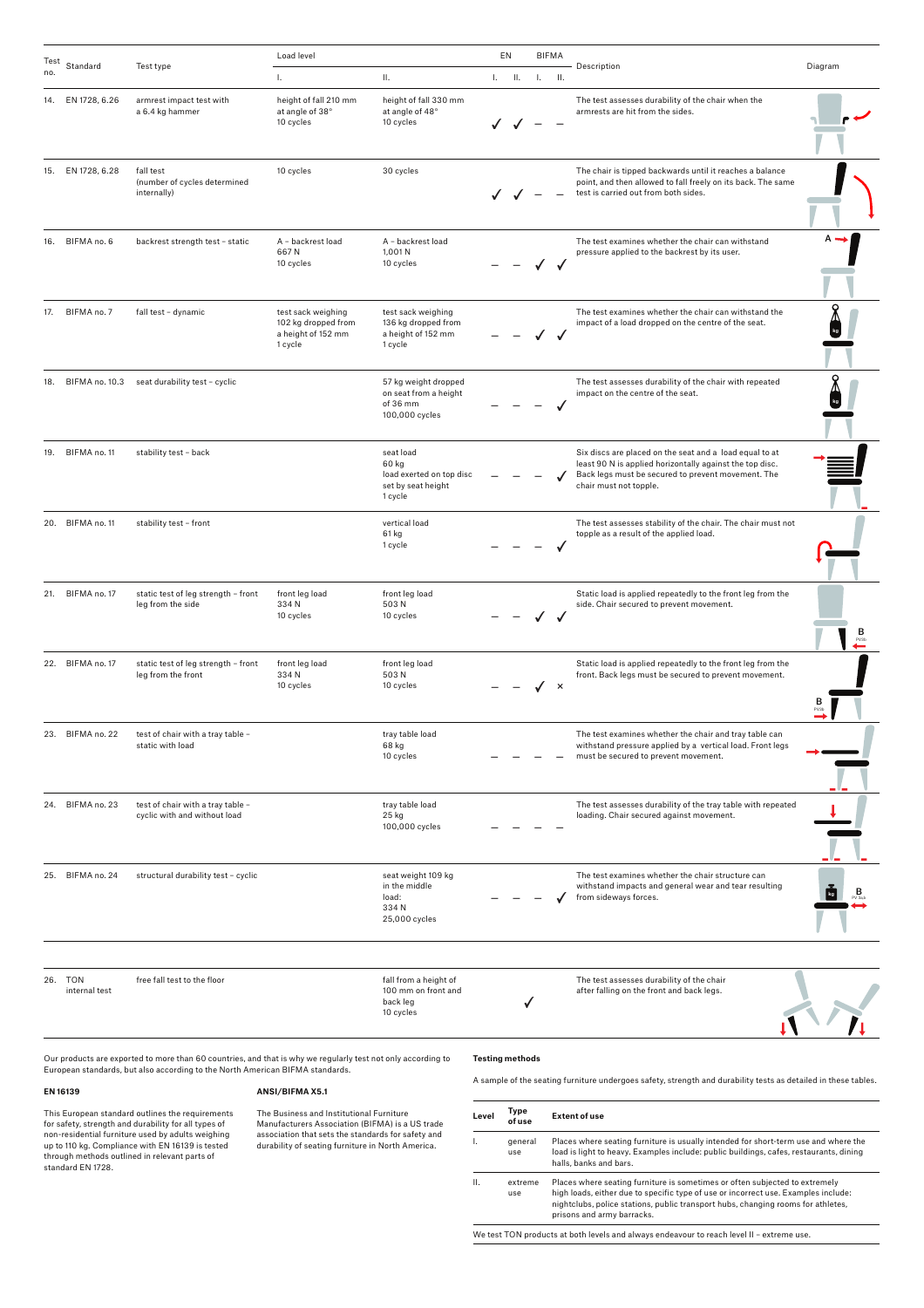| Test no. | Standard | Test type | Load level I. | Load level II. | EN I. | EN II. | BIFMA I. | BIFMA II. | Description | Diagram |
|---|---|---|---|---|---|---|---|---|---|---|
| 14. | EN 1728, 6.26 | armrest impact test with a 6.4 kg hammer | height of fall 210 mm at angle of 38° 10 cycles | height of fall 330 mm at angle of 48° 10 cycles | ✓ | ✓ | – | – | The test assesses durability of the chair when the armrests are hit from the sides. | |
| 15. | EN 1728, 6.28 | fall test (number of cycles determined internally) | 10 cycles | 30 cycles | ✓ | ✓ | – | – | The chair is tipped backwards until it reaches a balance point, and then allowed to fall freely on its back. The same test is carried out from both sides. | |
| 16. | BIFMA no. 6 | backrest strength test – static | A – backrest load 667 N 10 cycles | A – backrest load 1,001 N 10 cycles | – | – | ✓ | ✓ | The test examines whether the chair can withstand pressure applied to the backrest by its user. | A |
| 17. | BIFMA no. 7 | fall test – dynamic | test sack weighing 102 kg dropped from a height of 152 mm 1 cycle | test sack weighing 136 kg dropped from a height of 152 mm 1 cycle | – | – | ✓ | ✓ | The test examines whether the chair can withstand the impact of a load dropped on the centre of the seat. | kg |
| 18. | BIFMA no. 10.3 | seat durability test – cyclic | | 57 kg weight dropped on seat from a height of 36 mm 100,000 cycles | – | – | – | ✓ | The test assesses durability of the chair with repeated impact on the centre of the seat. | kg |
| 19. | BIFMA no. 11 | stability test – back | | seat load 60 kg load exerted on top disc set by seat height 1 cycle | – | – | – | ✓ | Six discs are placed on the seat and a load equal to at least 90 N is applied horizontally against the top disc. Back legs must be secured to prevent movement. The chair must not topple. | |
| 20. | BIFMA no. 11 | stability test – front | | vertical load 61 kg 1 cycle | – | – | – | ✓ | The test assesses stability of the chair. The chair must not topple as a result of the applied load. | |
| 21. | BIFMA no. 17 | static test of leg strength – front leg from the side | front leg load 334 N 10 cycles | front leg load 503 N 10 cycles | – | – | ✓ | ✓ | Static load is applied repeatedly to the front leg from the side. Chair secured to prevent movement. | B PV3b |
| 22. | BIFMA no. 17 | static test of leg strength – front leg from the front | front leg load 334 N 10 cycles | front leg load 503 N 10 cycles | – | – | ✓ | × | Static load is applied repeatedly to the front leg from the front. Back legs must be secured to prevent movement. | B PV3b |
| 23. | BIFMA no. 22 | test of chair with a tray table – static with load | | tray table load 68 kg 10 cycles | – | – | – | – | The test examines whether the chair and tray table can withstand pressure applied by a vertical load. Front legs must be secured to prevent movement. | |
| 24. | BIFMA no. 23 | test of chair with a tray table – cyclic with and without load | | tray table load 25 kg 100,000 cycles | – | – | – | – | The test assesses durability of the tray table with repeated loading. Chair secured against movement. | |
| 25. | BIFMA no. 24 | structural durability test – cyclic | | seat weight 109 kg in the middle load: 334 N 25,000 cycles | – | – | – | ✓ | The test examines whether the chair structure can withstand impacts and general wear and tear resulting from sideways forces. | kg B PV 3ab |
| 26. | TON internal test | free fall test to the floor | | fall from a height of 100 mm on front and back leg 10 cycles | | ✓ | | | The test assesses durability of the chair after falling on the front and back legs. | |

Our products are exported to more than 60 countries, and that is why we regularly test not only according to European standards, but also according to the North American BIFMA standards.

**EN 16139**

This European standard outlines the requirements for safety, strength and durability for all types of non-residential furniture used by adults weighing up to 110 kg. Compliance with EN 16139 is tested through methods outlined in relevant parts of standard EN 1728.

**ANSI/BIFMA X5.1**

The Business and Institutional Furniture Manufacturers Association (BIFMA) is a US trade association that sets the standards for safety and durability of seating furniture in North America.

**Testing methods**

A sample of the seating furniture undergoes safety, strength and durability tests as detailed in these tables.

| Level | Type of use | Extent of use |
|---|---|---|
| I. | general use | Places where seating furniture is usually intended for short-term use and where the load is light to heavy. Examples include: public buildings, cafes, restaurants, dining halls, banks and bars. |
| II. | extreme use | Places where seating furniture is sometimes or often subjected to extremely high loads, either due to specific type of use or incorrect use. Examples include: nightclubs, police stations, public transport hubs, changing rooms for athletes, prisons and army barracks. |

We test TON products at both levels and always endeavour to reach level II – extreme use.